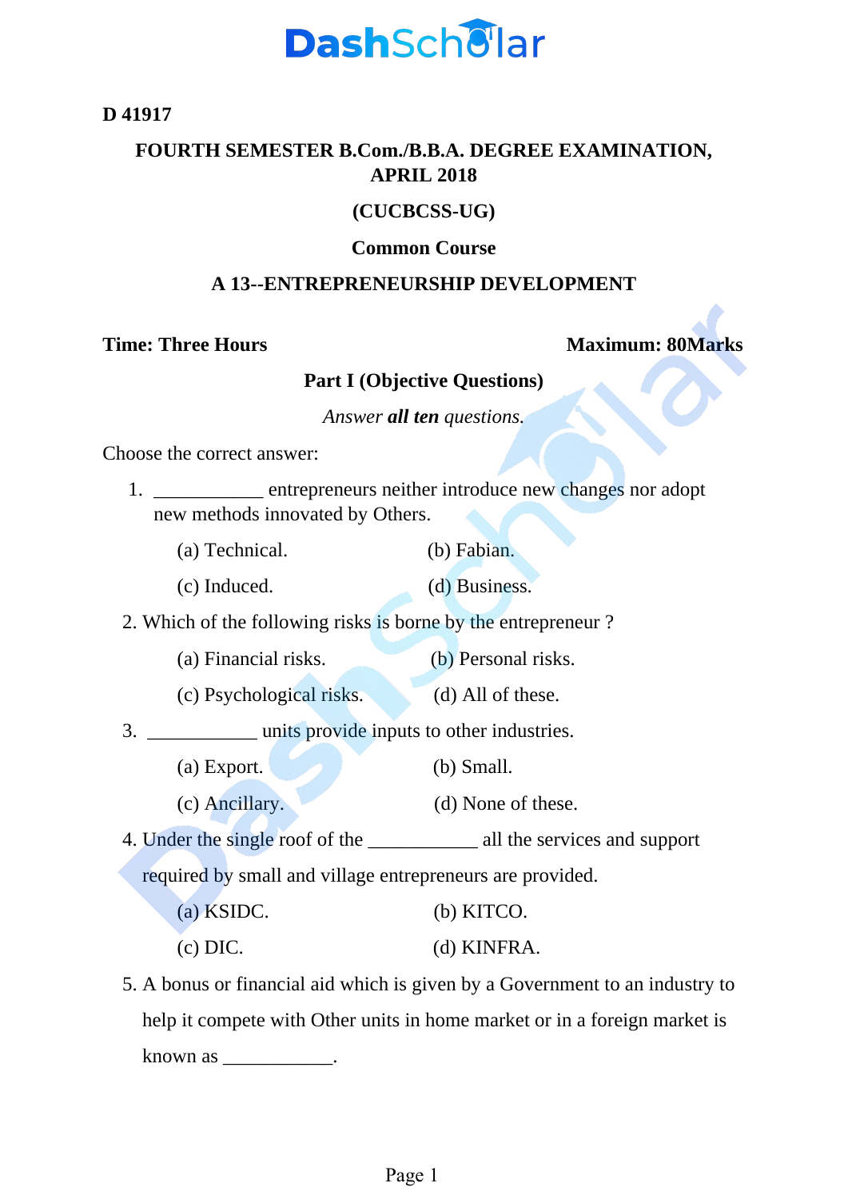**D 41917**

## FOURTH SEMESTER B.Com./B.B.A. DEGREE EXAMINATION, APRIL 2018

**(CUCBCSS-UG)**

**Common Course**

**A 13--ENTREPRENEURSHIP DEVELOPMENT**

**Time: Three Hours** **Maximum: 80Marks**

### Part I (Objective Questions)

*Answer **all ten** questions.*

Choose the correct answer:

1. ___________ entrepreneurs neither introduce new changes nor adopt new methods innovated by Others.

   (a) Technical. (b) Fabian.

   (c) Induced. (d) Business.

2. Which of the following risks is borne by the entrepreneur ?

   (a) Financial risks. (b) Personal risks.

   (c) Psychological risks. (d) All of these.

3. ___________ units provide inputs to other industries.

   (a) Export. (b) Small.

   (c) Ancillary. (d) None of these.

4. Under the single roof of the ___________ all the services and support required by small and village entrepreneurs are provided.

   (a) KSIDC. (b) KITCO.

   (c) DIC. (d) KINFRA.

5. A bonus or financial aid which is given by a Government to an industry to help it compete with Other units in home market or in a foreign market is known as ___________.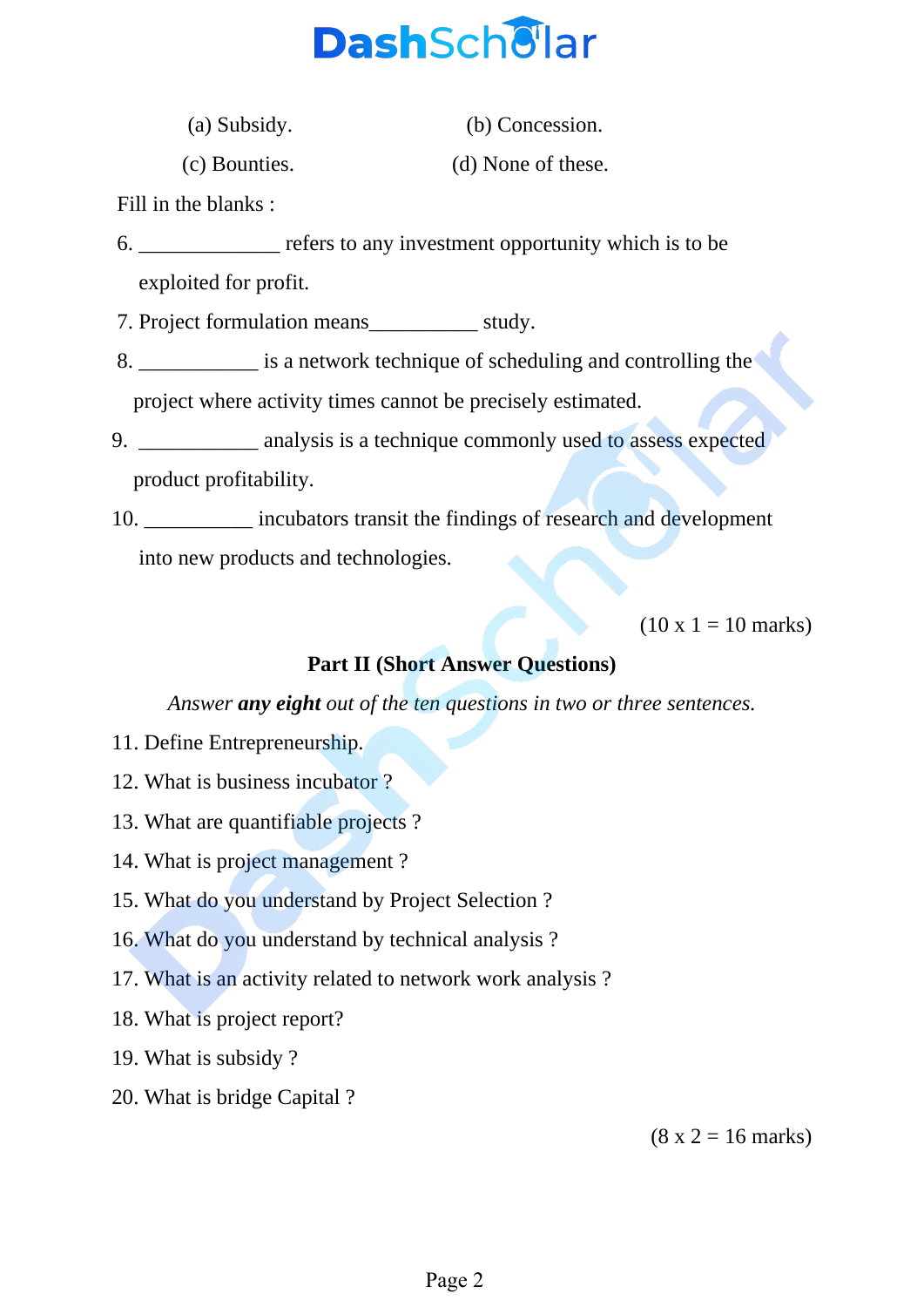(a) Subsidy. (b) Concession.

(c) Bounties. (d) None of these.

Fill in the blanks :

6. _____________ refers to any investment opportunity which is to be exploited for profit.

7. Project formulation means__________ study.

8. ___________ is a network technique of scheduling and controlling the project where activity times cannot be precisely estimated.

9. ___________ analysis is a technique commonly used to assess expected product profitability.

10. __________ incubators transit the findings of research and development into new products and technologies.

(10 x 1 = 10 marks)

## Part II (Short Answer Questions)

*Answer **any eight** out of the ten questions in two or three sentences.*

11. Define Entrepreneurship.
12. What is business incubator ?
13. What are quantifiable projects ?
14. What is project management ?
15. What do you understand by Project Selection ?
16. What do you understand by technical analysis ?
17. What is an activity related to network work analysis ?
18. What is project report?
19. What is subsidy ?
20. What is bridge Capital ?

(8 x 2 = 16 marks)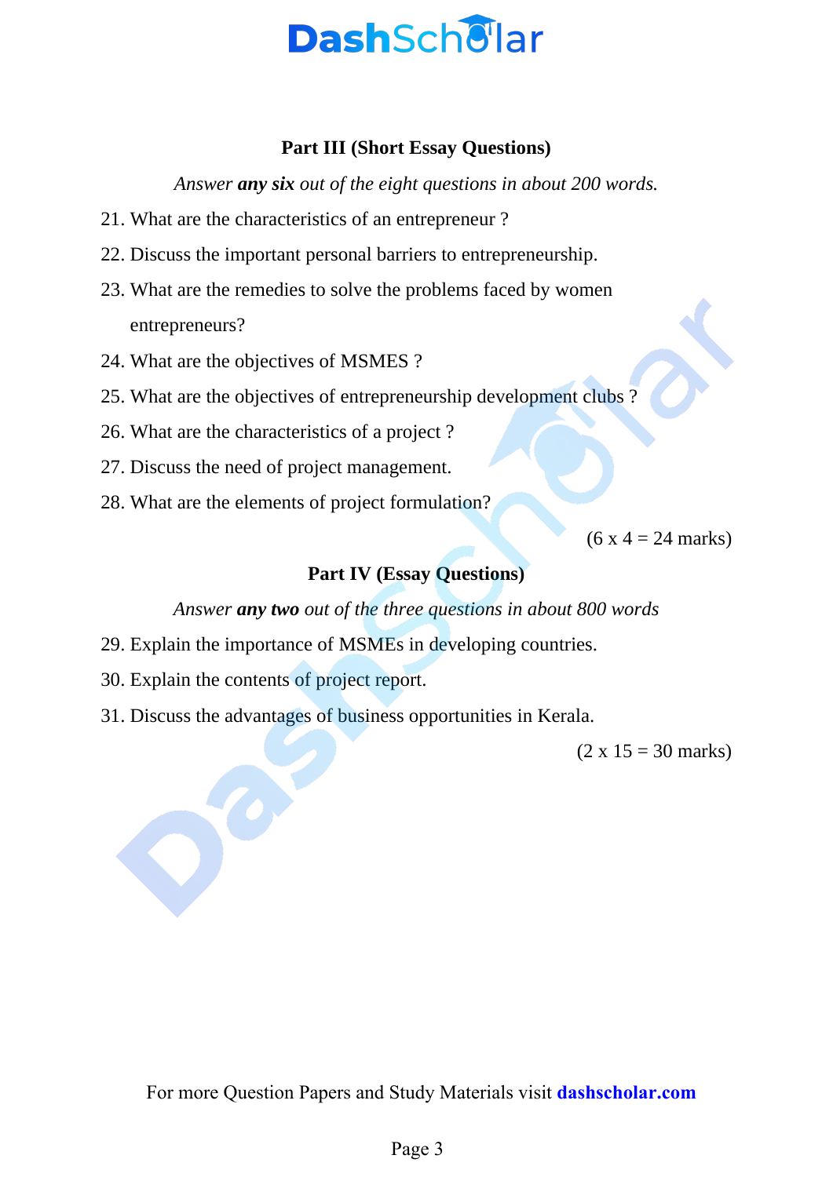## Part III (Short Essay Questions)

*Answer **any six** out of the eight questions in about 200 words.*

21. What are the characteristics of an entrepreneur ?
22. Discuss the important personal barriers to entrepreneurship.
23. What are the remedies to solve the problems faced by women entrepreneurs?
24. What are the objectives of MSMES ?
25. What are the objectives of entrepreneurship development clubs ?
26. What are the characteristics of a project ?
27. Discuss the need of project management.
28. What are the elements of project formulation?

(6 x 4 = 24 marks)

## Part IV (Essay Questions)

*Answer **any two** out of the three questions in about 800 words*

29. Explain the importance of MSMEs in developing countries.
30. Explain the contents of project report.
31. Discuss the advantages of business opportunities in Kerala.

(2 x 15 = 30 marks)